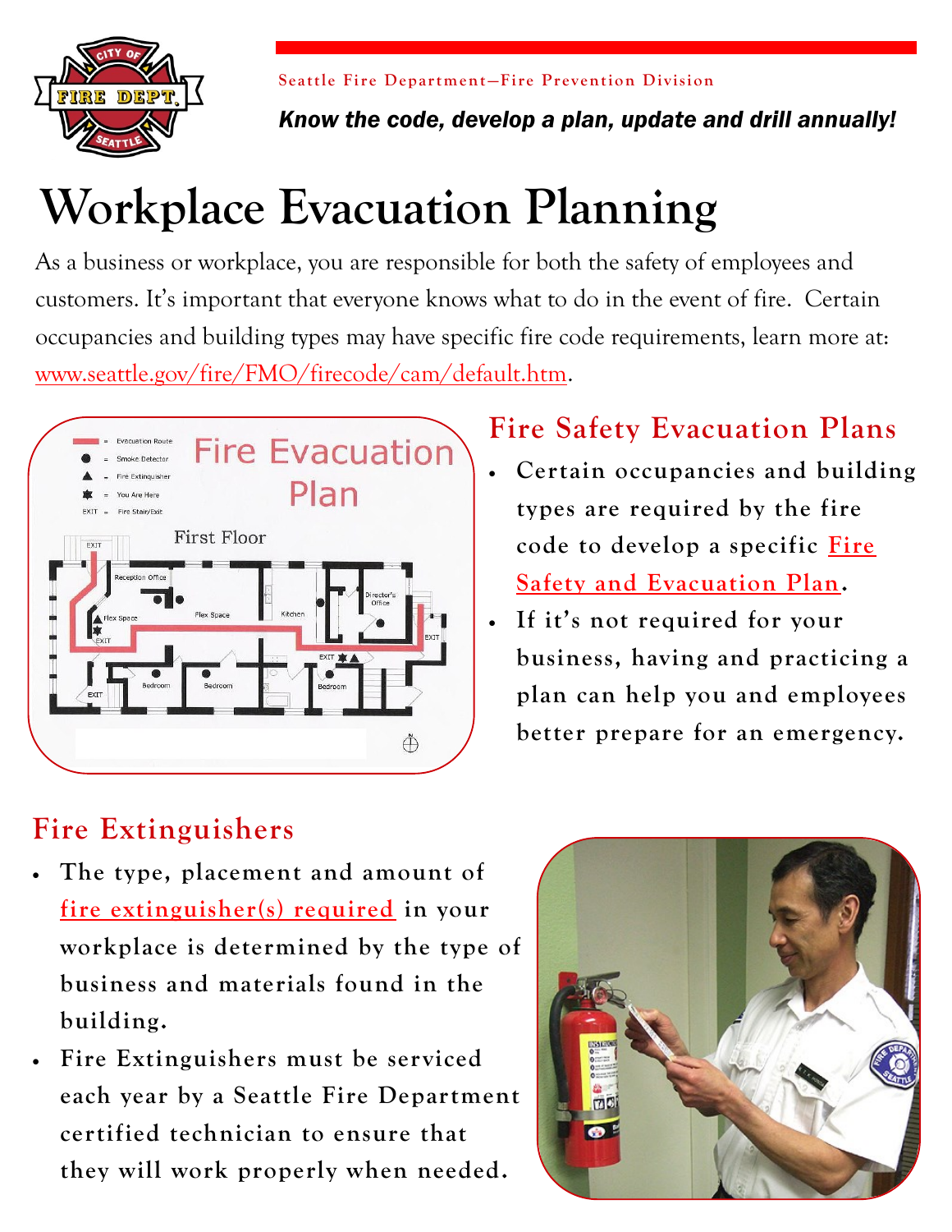Seattle Fire Department—Fire Prevention Division

***Know the code, develop a plan, update and drill annually!***

# Workplace Evacuation Planning

As a business or workplace, you are responsible for both the safety of employees and customers. It's important that everyone knows what to do in the event of fire. Certain occupancies and building types may have specific fire code requirements, learn more at: www.seattle.gov/fire/FMO/firecode/cam/default.htm.

## Fire Safety Evacuation Plans

- Certain occupancies and building types are required by the fire code to develop a specific Fire Safety and Evacuation Plan.
- If it's not required for your business, having and practicing a plan can help you and employees better prepare for an emergency.

## Fire Extinguishers

- The type, placement and amount of fire extinguisher(s) required in your workplace is determined by the type of business and materials found in the building.
- Fire Extinguishers must be serviced each year by a Seattle Fire Department certified technician to ensure that they will work properly when needed.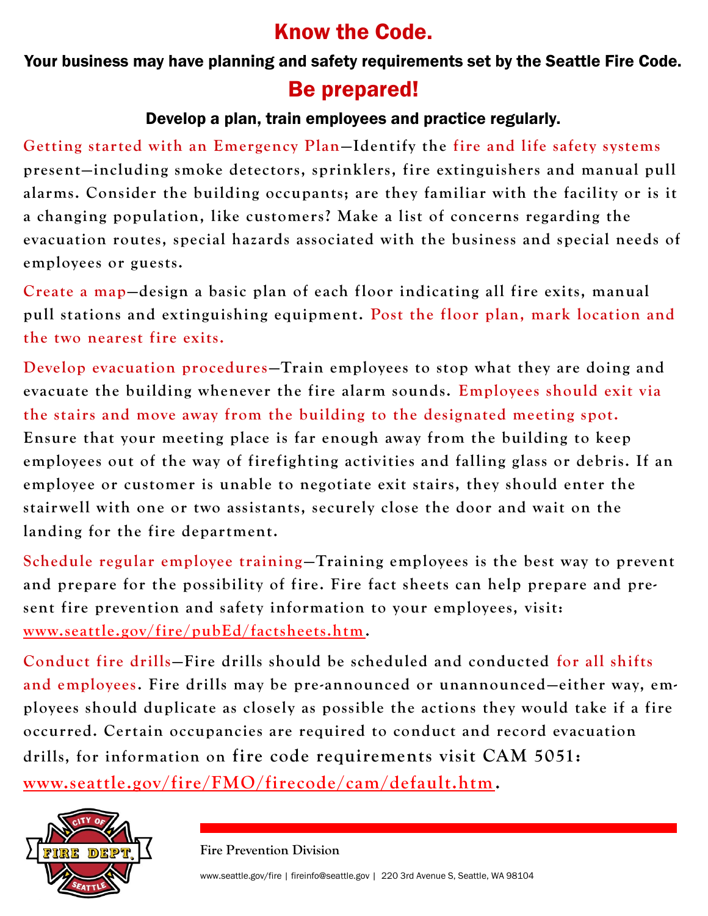# Know the Code.

## Your business may have planning and safety requirements set by the Seattle Fire Code.

# Be prepared!

### Develop a plan, train employees and practice regularly.

**Getting started with an Emergency Plan—Identify the fire and life safety systems present—including smoke detectors, sprinklers, fire extinguishers and manual pull alarms. Consider the building occupants; are they familiar with the facility or is it a changing population, like customers? Make a list of concerns regarding the evacuation routes, special hazards associated with the business and special needs of employees or guests.**

**Create a map—design a basic plan of each floor indicating all fire exits, manual pull stations and extinguishing equipment. Post the floor plan, mark location and the two nearest fire exits.**

**Develop evacuation procedures—Train employees to stop what they are doing and evacuate the building whenever the fire alarm sounds. Employees should exit via the stairs and move away from the building to the designated meeting spot. Ensure that your meeting place is far enough away from the building to keep employees out of the way of firefighting activities and falling glass or debris. If an employee or customer is unable to negotiate exit stairs, they should enter the stairwell with one or two assistants, securely close the door and wait on the landing for the fire department.**

**Schedule regular employee training—Training employees is the best way to prevent and prepare for the possibility of fire. Fire fact sheets can help prepare and present fire prevention and safety information to your employees, visit: www.seattle.gov/fire/pubEd/factsheets.htm.**

**Conduct fire drills—Fire drills should be scheduled and conducted for all shifts and employees. Fire drills may be pre-announced or unannounced—either way, employees should duplicate as closely as possible the actions they would take if a fire occurred. Certain occupancies are required to conduct and record evacuation drills, for information on fire code requirements visit CAM 5051: www.seattle.gov/fire/FMO/firecode/cam/default.htm.**

CITY OF FIRE DEPT. SEATTLE

Fire Prevention Division

www.seattle.gov/fire | fireinfo@seattle.gov | 220 3rd Avenue S, Seattle, WA 98104